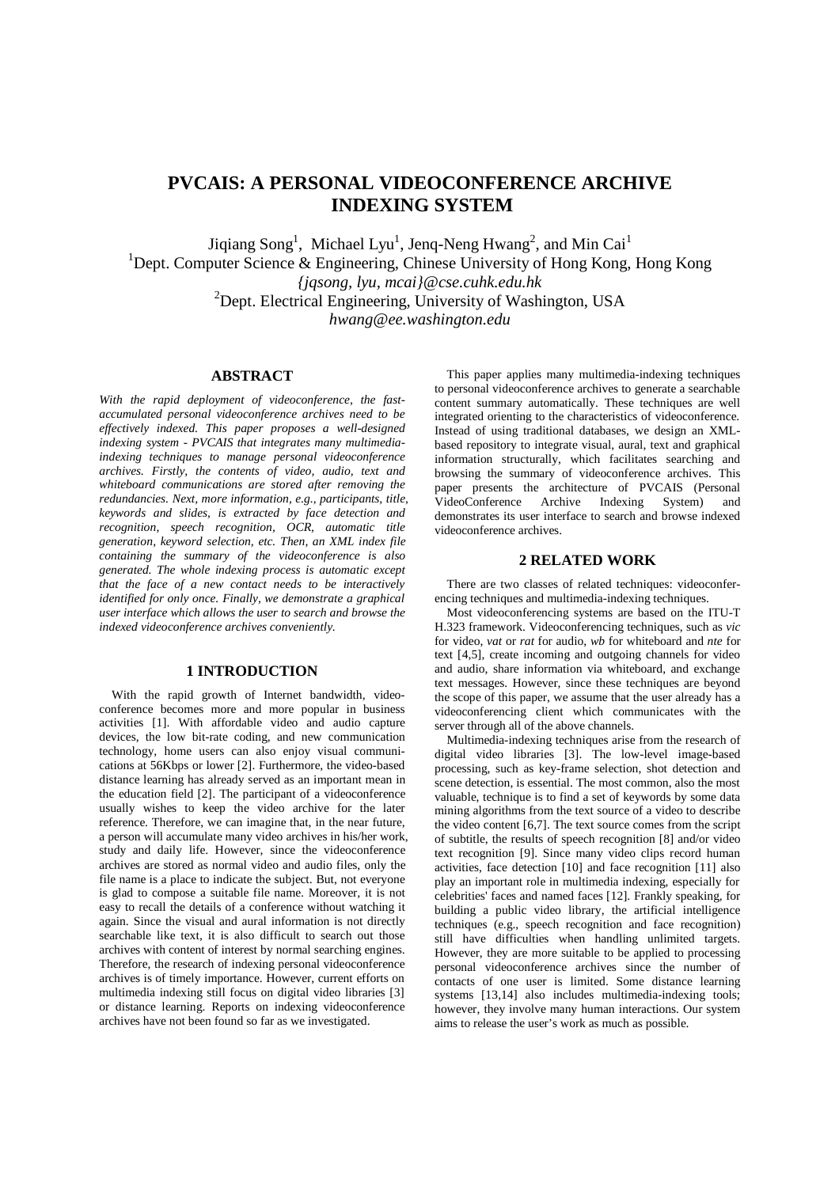# PVCAIS: A PERSONAL VIDEOCONFERENCE ARCHIVE INDEXING SYSTEM

Jiqiang Song[1], Michael Lyu[1], Jenq-Neng Hwang[2], and Min Cai[1]

[1]Dept. Computer Science & Engineering, Chinese University of Hong Kong, Hong Kong
*{jqsong, lyu, mcai}@cse.cuhk.edu.hk*

[2]Dept. Electrical Engineering, University of Washington, USA
*hwang@ee.washington.edu*

## ABSTRACT

*With the rapid deployment of videoconference, the fast-accumulated personal videoconference archives need to be effectively indexed. This paper proposes a well-designed indexing system - PVCAIS that integrates many multimedia-indexing techniques to manage personal videoconference archives. Firstly, the contents of video, audio, text and whiteboard communications are stored after removing the redundancies. Next, more information, e.g., participants, title, keywords and slides, is extracted by face detection and recognition, speech recognition, OCR, automatic title generation, keyword selection, etc. Then, an XML index file containing the summary of the videoconference is also generated. The whole indexing process is automatic except that the face of a new contact needs to be interactively identified for only once. Finally, we demonstrate a graphical user interface which allows the user to search and browse the indexed videoconference archives conveniently.*

## 1 INTRODUCTION

With the rapid growth of Internet bandwidth, videoconference becomes more and more popular in business activities [1]. With affordable video and audio capture devices, the low bit-rate coding, and new communication technology, home users can also enjoy visual communications at 56Kbps or lower [2]. Furthermore, the video-based distance learning has already served as an important mean in the education field [2]. The participant of a videoconference usually wishes to keep the video archive for the later reference. Therefore, we can imagine that, in the near future, a person will accumulate many video archives in his/her work, study and daily life. However, since the videoconference archives are stored as normal video and audio files, only the file name is a place to indicate the subject. But, not everyone is glad to compose a suitable file name. Moreover, it is not easy to recall the details of a conference without watching it again. Since the visual and aural information is not directly searchable like text, it is also difficult to search out those archives with content of interest by normal searching engines. Therefore, the research of indexing personal videoconference archives is of timely importance. However, current efforts on multimedia indexing still focus on digital video libraries [3] or distance learning. Reports on indexing videoconference archives have not been found so far as we investigated.

This paper applies many multimedia-indexing techniques to personal videoconference archives to generate a searchable content summary automatically. These techniques are well integrated orienting to the characteristics of videoconference. Instead of using traditional databases, we design an XML-based repository to integrate visual, aural, text and graphical information structurally, which facilitates searching and browsing the summary of videoconference archives. This paper presents the architecture of PVCAIS (Personal VideoConference Archive Indexing System) and demonstrates its user interface to search and browse indexed videoconference archives.

## 2 RELATED WORK

There are two classes of related techniques: videoconferencing techniques and multimedia-indexing techniques.

Most videoconferencing systems are based on the ITU-T H.323 framework. Videoconferencing techniques, such as *vic* for video, *vat* or *rat* for audio, *wb* for whiteboard and *nte* for text [4,5], create incoming and outgoing channels for video and audio, share information via whiteboard, and exchange text messages. However, since these techniques are beyond the scope of this paper, we assume that the user already has a videoconferencing client which communicates with the server through all of the above channels.

Multimedia-indexing techniques arise from the research of digital video libraries [3]. The low-level image-based processing, such as key-frame selection, shot detection and scene detection, is essential. The most common, also the most valuable, technique is to find a set of keywords by some data mining algorithms from the text source of a video to describe the video content [6,7]. The text source comes from the script of subtitle, the results of speech recognition [8] and/or video text recognition [9]. Since many video clips record human activities, face detection [10] and face recognition [11] also play an important role in multimedia indexing, especially for celebrities' faces and named faces [12]. Frankly speaking, for building a public video library, the artificial intelligence techniques (e.g., speech recognition and face recognition) still have difficulties when handling unlimited targets. However, they are more suitable to be applied to processing personal videoconference archives since the number of contacts of one user is limited. Some distance learning systems [13,14] also includes multimedia-indexing tools; however, they involve many human interactions. Our system aims to release the user's work as much as possible.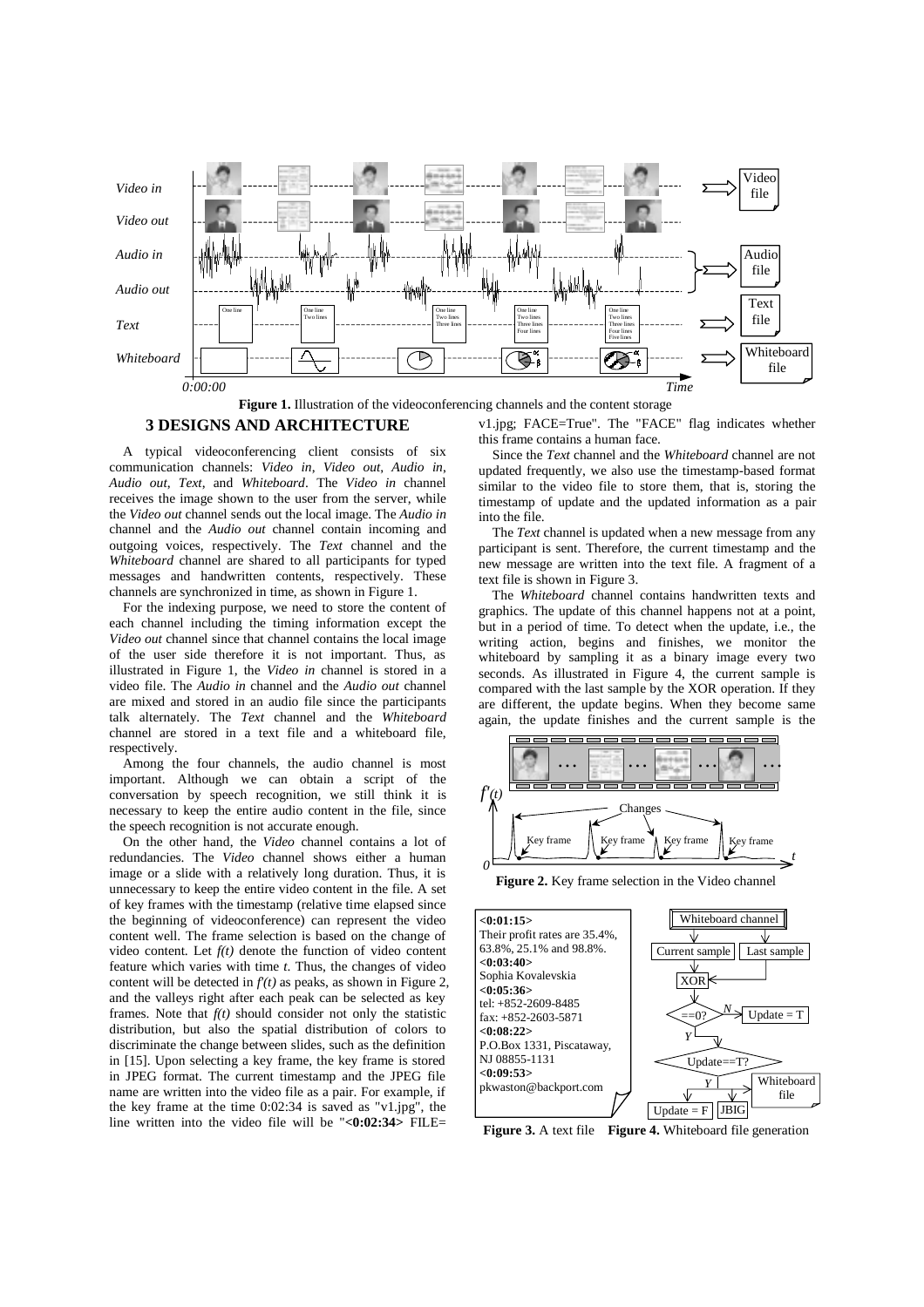Figure 1. Illustration of the videoconferencing channels and the content storage

## 3 DESIGNS AND ARCHITECTURE

A typical videoconferencing client consists of six communication channels: *Video in*, *Video out*, *Audio in*, *Audio out*, *Text*, and *Whiteboard*. The *Video in* channel receives the image shown to the user from the server, while the *Video out* channel sends out the local image. The *Audio in* channel and the *Audio out* channel contain incoming and outgoing voices, respectively. The *Text* channel and the *Whiteboard* channel are shared to all participants for typed messages and handwritten contents, respectively. These channels are synchronized in time, as shown in Figure 1.

For the indexing purpose, we need to store the content of each channel including the timing information except the *Video out* channel since that channel contains the local image of the user side therefore it is not important. Thus, as illustrated in Figure 1, the *Video in* channel is stored in a video file. The *Audio in* channel and the *Audio out* channel are mixed and stored in an audio file since the participants talk alternately. The *Text* channel and the *Whiteboard* channel are stored in a text file and a whiteboard file, respectively.

Among the four channels, the audio channel is most important. Although we can obtain a script of the conversation by speech recognition, we still think it is necessary to keep the entire audio content in the file, since the speech recognition is not accurate enough.

On the other hand, the *Video* channel contains a lot of redundancies. The *Video* channel shows either a human image or a slide with a relatively long duration. Thus, it is unnecessary to keep the entire video content in the file. A set of key frames with the timestamp (relative time elapsed since the beginning of videoconference) can represent the video content well. The frame selection is based on the change of video content. Let $f(t)$ denote the function of video content feature which varies with time $t$. Thus, the changes of video content will be detected in $f'(t)$ as peaks, as shown in Figure 2, and the valleys right after each peak can be selected as key frames. Note that $f(t)$ should consider not only the statistic distribution, but also the spatial distribution of colors to discriminate the change between slides, such as the definition in [15]. Upon selecting a key frame, the key frame is stored in JPEG format. The current timestamp and the JPEG file name are written into the video file as a pair. For example, if the key frame at the time 0:02:34 is saved as "v1.jpg", the line written into the video file will be "**<0:02:34>** FILE= v1.jpg; FACE=True". The "FACE" flag indicates whether this frame contains a human face.

Since the *Text* channel and the *Whiteboard* channel are not updated frequently, we also use the timestamp-based format similar to the video file to store them, that is, storing the timestamp of update and the updated information as a pair into the file.

The *Text* channel is updated when a new message from any participant is sent. Therefore, the current timestamp and the new message are written into the text file. A fragment of a text file is shown in Figure 3.

The *Whiteboard* channel contains handwritten texts and graphics. The update of this channel happens not at a point, but in a period of time. To detect when the update, i.e., the writing action, begins and finishes, we monitor the whiteboard by sampling it as a binary image every two seconds. As illustrated in Figure 4, the current sample is compared with the last sample by the XOR operation. If they are different, the update begins. When they become same again, the update finishes and the current sample is the

Figure 2. Key frame selection in the Video channel

**<0:01:15>**
Their profit rates are 35.4%, 63.8%, 25.1% and 98.8%.
**<0:03:40>**
Sophia Kovalevskia
**<0:05:36>**
tel: +852-2609-8485
fax: +852-2603-5871
**<0:08:22>**
P.O.Box 1331, Piscataway, NJ 08855-1131
**<0:09:53>**
pkwaston@backport.com

Figure 3. A text file

Figure 4. Whiteboard file generation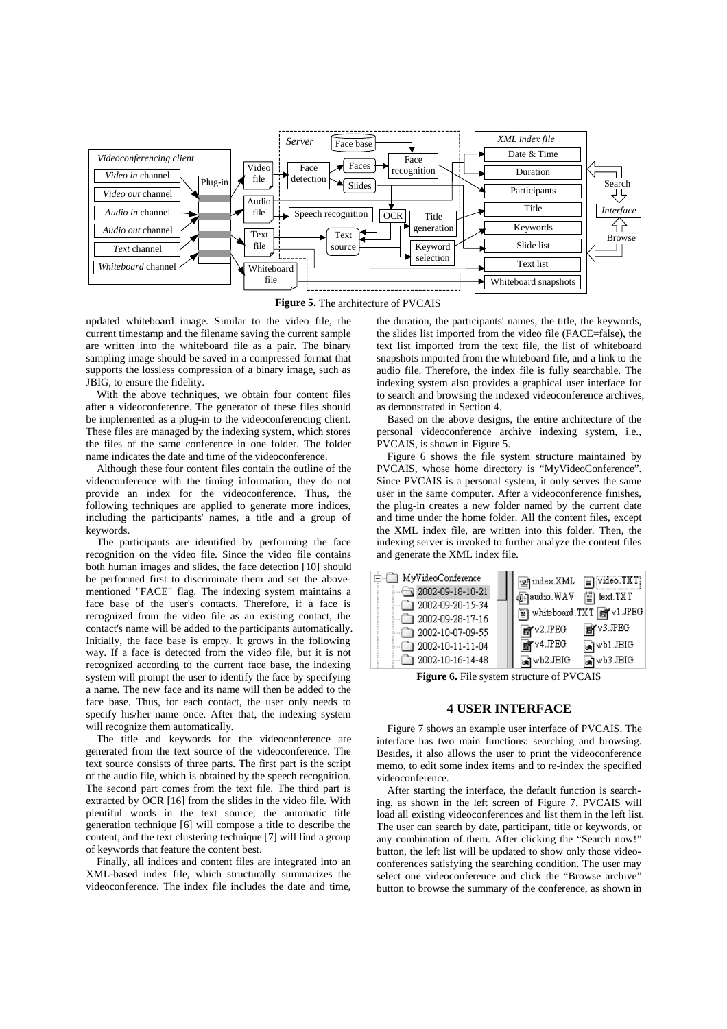**Figure 5.** The architecture of PVCAIS

updated whiteboard image. Similar to the video file, the current timestamp and the filename saving the current sample are written into the whiteboard file as a pair. The binary sampling image should be saved in a compressed format that supports the lossless compression of a binary image, such as JBIG, to ensure the fidelity.

With the above techniques, we obtain four content files after a videoconference. The generator of these files should be implemented as a plug-in to the videoconferencing client. These files are managed by the indexing system, which stores the files of the same conference in one folder. The folder name indicates the date and time of the videoconference.

Although these four content files contain the outline of the videoconference with the timing information, they do not provide an index for the videoconference. Thus, the following techniques are applied to generate more indices, including the participants' names, a title and a group of keywords.

The participants are identified by performing the face recognition on the video file. Since the video file contains both human images and slides, the face detection [10] should be performed first to discriminate them and set the above-mentioned "FACE" flag. The indexing system maintains a face base of the user's contacts. Therefore, if a face is recognized from the video file as an existing contact, the contact's name will be added to the participants automatically. Initially, the face base is empty. It grows in the following way. If a face is detected from the video file, but it is not recognized according to the current face base, the indexing system will prompt the user to identify the face by specifying a name. The new face and its name will then be added to the face base. Thus, for each contact, the user only needs to specify his/her name once. After that, the indexing system will recognize them automatically.

The title and keywords for the videoconference are generated from the text source of the videoconference. The text source consists of three parts. The first part is the script of the audio file, which is obtained by the speech recognition. The second part comes from the text file. The third part is extracted by OCR [16] from the slides in the video file. With plentiful words in the text source, the automatic title generation technique [6] will compose a title to describe the content, and the text clustering technique [7] will find a group of keywords that feature the content best.

Finally, all indices and content files are integrated into an XML-based index file, which structurally summarizes the videoconference. The index file includes the date and time, the duration, the participants' names, the title, the keywords, the slides list imported from the video file (FACE=false), the text list imported from the text file, the list of whiteboard snapshots imported from the whiteboard file, and a link to the audio file. Therefore, the index file is fully searchable. The indexing system also provides a graphical user interface for to search and browsing the indexed videoconference archives, as demonstrated in Section 4.

Based on the above designs, the entire architecture of the personal videoconference archive indexing system, i.e., PVCAIS, is shown in Figure 5.

Figure 6 shows the file system structure maintained by PVCAIS, whose home directory is "MyVideoConference". Since PVCAIS is a personal system, it only serves the same user in the same computer. After a videoconference finishes, the plug-in creates a new folder named by the current date and time under the home folder. All the content files, except the XML index file, are written into this folder. Then, the indexing server is invoked to further analyze the content files and generate the XML index file.

**Figure 6.** File system structure of PVCAIS

## 4 USER INTERFACE

Figure 7 shows an example user interface of PVCAIS. The interface has two main functions: searching and browsing. Besides, it also allows the user to print the videoconference memo, to edit some index items and to re-index the specified videoconference.

After starting the interface, the default function is searching, as shown in the left screen of Figure 7. PVCAIS will load all existing videoconferences and list them in the left list. The user can search by date, participant, title or keywords, or any combination of them. After clicking the "Search now!" button, the left list will be updated to show only those videoconferences satisfying the searching condition. The user may select one videoconference and click the "Browse archive" button to browse the summary of the conference, as shown in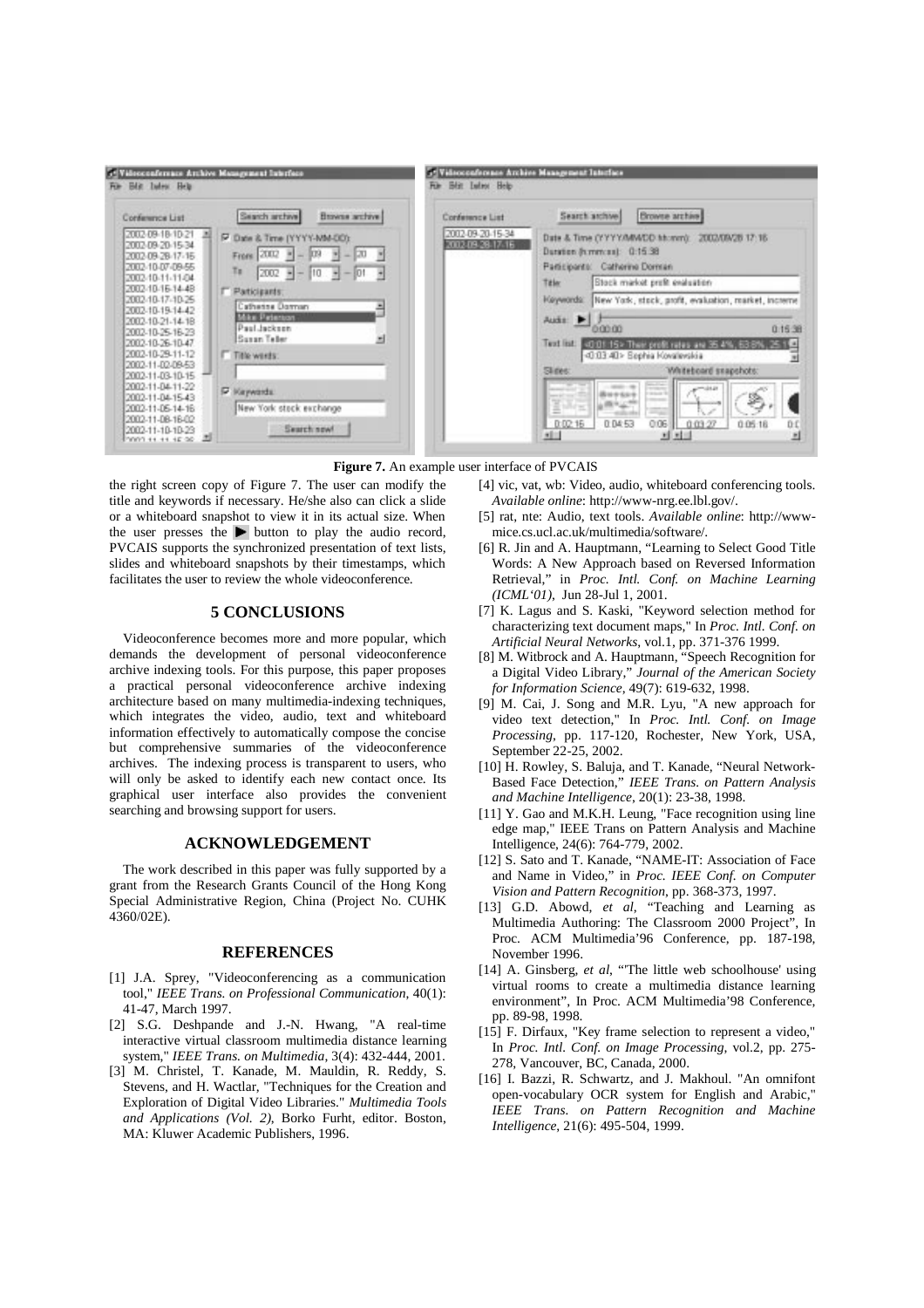**Figure 7.** An example user interface of PVCAIS

the right screen copy of Figure 7. The user can modify the title and keywords if necessary. He/she also can click a slide or a whiteboard snapshot to view it in its actual size. When the user presses the ▶ button to play the audio record, PVCAIS supports the synchronized presentation of text lists, slides and whiteboard snapshots by their timestamps, which facilitates the user to review the whole videoconference.

## 5 CONCLUSIONS

Videoconference becomes more and more popular, which demands the development of personal videoconference archive indexing tools. For this purpose, this paper proposes a practical personal videoconference archive indexing architecture based on many multimedia-indexing techniques, which integrates the video, audio, text and whiteboard information effectively to automatically compose the concise but comprehensive summaries of the videoconference archives. The indexing process is transparent to users, who will only be asked to identify each new contact once. Its graphical user interface also provides the convenient searching and browsing support for users.

## ACKNOWLEDGEMENT

The work described in this paper was fully supported by a grant from the Research Grants Council of the Hong Kong Special Administrative Region, China (Project No. CUHK 4360/02E).

## REFERENCES

[1] J.A. Sprey, "Videoconferencing as a communication tool," *IEEE Trans. on Professional Communication*, 40(1): 41-47, March 1997.

[2] S.G. Deshpande and J.-N. Hwang, "A real-time interactive virtual classroom multimedia distance learning system," *IEEE Trans. on Multimedia*, 3(4): 432-444, 2001.

[3] M. Christel, T. Kanade, M. Mauldin, R. Reddy, S. Stevens, and H. Wactlar, "Techniques for the Creation and Exploration of Digital Video Libraries." *Multimedia Tools and Applications (Vol. 2)*, Borko Furht, editor. Boston, MA: Kluwer Academic Publishers, 1996.

[4] vic, vat, wb: Video, audio, whiteboard conferencing tools. *Available online*: http://www-nrg.ee.lbl.gov/.

[5] rat, nte: Audio, text tools. *Available online*: http://www-mice.cs.ucl.ac.uk/multimedia/software/.

[6] R. Jin and A. Hauptmann, "Learning to Select Good Title Words: A New Approach based on Reversed Information Retrieval," in *Proc. Intl. Conf. on Machine Learning (ICML'01)*, Jun 28-Jul 1, 2001.

[7] K. Lagus and S. Kaski, "Keyword selection method for characterizing text document maps," In *Proc. Intl. Conf. on Artificial Neural Networks*, vol.1, pp. 371-376 1999.

[8] M. Witbrock and A. Hauptmann, "Speech Recognition for a Digital Video Library," *Journal of the American Society for Information Science*, 49(7): 619-632, 1998.

[9] M. Cai, J. Song and M.R. Lyu, "A new approach for video text detection," In *Proc. Intl. Conf. on Image Processing*, pp. 117-120, Rochester, New York, USA, September 22-25, 2002.

[10] H. Rowley, S. Baluja, and T. Kanade, "Neural Network-Based Face Detection," *IEEE Trans. on Pattern Analysis and Machine Intelligence*, 20(1): 23-38, 1998.

[11] Y. Gao and M.K.H. Leung, "Face recognition using line edge map," IEEE Trans on Pattern Analysis and Machine Intelligence, 24(6): 764-779, 2002.

[12] S. Sato and T. Kanade, "NAME-IT: Association of Face and Name in Video," in *Proc. IEEE Conf. on Computer Vision and Pattern Recognition*, pp. 368-373, 1997.

[13] G.D. Abowd, *et al*, "Teaching and Learning as Multimedia Authoring: The Classroom 2000 Project", In Proc. ACM Multimedia'96 Conference, pp. 187-198, November 1996.

[14] A. Ginsberg, *et al*, "'The little web schoolhouse' using virtual rooms to create a multimedia distance learning environment", In Proc. ACM Multimedia'98 Conference, pp. 89-98, 1998.

[15] F. Dirfaux, "Key frame selection to represent a video," In *Proc. Intl. Conf. on Image Processing*, vol.2, pp. 275-278, Vancouver, BC, Canada, 2000.

[16] I. Bazzi, R. Schwartz, and J. Makhoul. "An omnifont open-vocabulary OCR system for English and Arabic," *IEEE Trans. on Pattern Recognition and Machine Intelligence*, 21(6): 495-504, 1999.